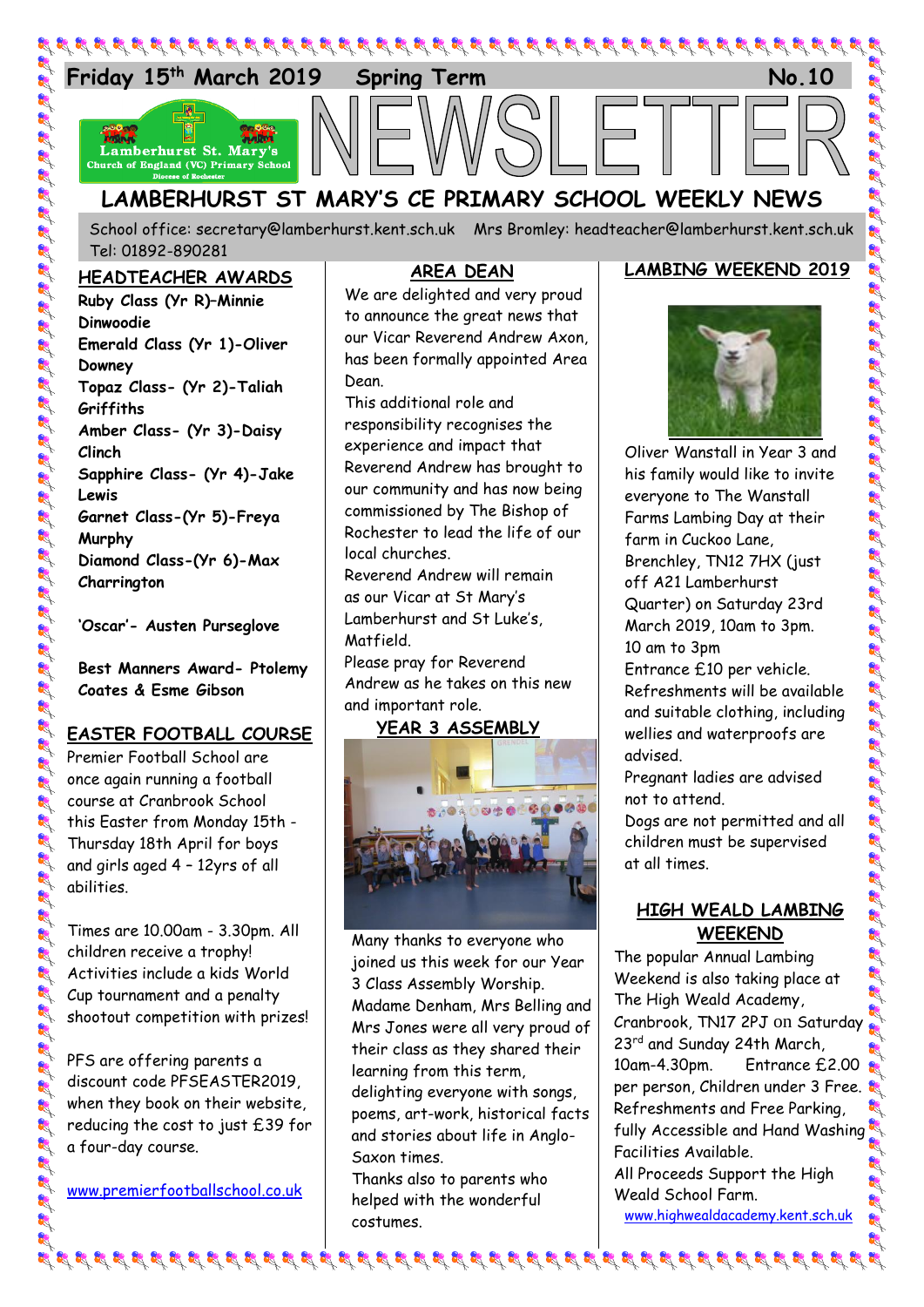Friday 15th March 2019 Spring Term No.10

# NEWSLETTER

## LAMBERHURST ST MARY'S CE PRIMARY SCHOOL WEEKLY NEWS

School office: secretary@lamberhurst.kent.sch.uk Mrs Bromley: headteacher@lamberhurst.kent.sch.uk Tel: 01892-890281

## HEADTEACHER AWARDS

**Ruby Class (Yr R)–Minnie Dinwoodie**
**Emerald Class (Yr 1)-Oliver Downey**
**Topaz Class- (Yr 2)-Taliah Griffiths**
**Amber Class- (Yr 3)-Daisy Clinch**
**Sapphire Class- (Yr 4)-Jake Lewis**
**Garnet Class-(Yr 5)-Freya Murphy**
**Diamond Class-(Yr 6)-Max Charrington**

**'Oscar'- Austen Purseglove**

**Best Manners Award- Ptolemy Coates & Esme Gibson**

## EASTER FOOTBALL COURSE

Premier Football School are once again running a football course at Cranbrook School this Easter from Monday 15th - Thursday 18th April for boys and girls aged 4 – 12yrs of all abilities.

Times are 10.00am - 3.30pm. All children receive a trophy! Activities include a kids World Cup tournament and a penalty shootout competition with prizes!

PFS are offering parents a discount code PFSEASTER2019, when they book on their website, reducing the cost to just £39 for a four-day course.

www.premierfootballschool.co.uk

## AREA DEAN

We are delighted and very proud to announce the great news that our Vicar Reverend Andrew Axon, has been formally appointed Area Dean.

This additional role and responsibility recognises the experience and impact that Reverend Andrew has brought to our community and has now being commissioned by The Bishop of Rochester to lead the life of our local churches.

Reverend Andrew will remain as our Vicar at St Mary's Lamberhurst and St Luke's, Matfield.

Please pray for Reverend Andrew as he takes on this new and important role.

## YEAR 3 ASSEMBLY

Many thanks to everyone who joined us this week for our Year 3 Class Assembly Worship. Madame Denham, Mrs Belling and Mrs Jones were all very proud of their class as they shared their learning from this term, delighting everyone with songs, poems, art-work, historical facts and stories about life in Anglo-Saxon times.

Thanks also to parents who helped with the wonderful costumes.

## LAMBING WEEKEND 2019

Oliver Wanstall in Year 3 and his family would like to invite everyone to The Wanstall Farms Lambing Day at their farm in Cuckoo Lane, Brenchley, TN12 7HX (just off A21 Lamberhurst Quarter) on Saturday 23rd March 2019, 10am to 3pm.

10 am to 3pm

Entrance £10 per vehicle.

Refreshments will be available and suitable clothing, including wellies and waterproofs are advised.

Pregnant ladies are advised not to attend.

Dogs are not permitted and all children must be supervised at all times.

## HIGH WEALD LAMBING WEEKEND

The popular Annual Lambing Weekend is also taking place at The High Weald Academy, Cranbrook, TN17 2PJ on Saturday 23rd and Sunday 24th March, 10am-4.30pm. Entrance £2.00 per person, Children under 3 Free. Refreshments and Free Parking, fully Accessible and Hand Washing Facilities Available.

All Proceeds Support the High Weald School Farm.

www.highwealdacademy.kent.sch.uk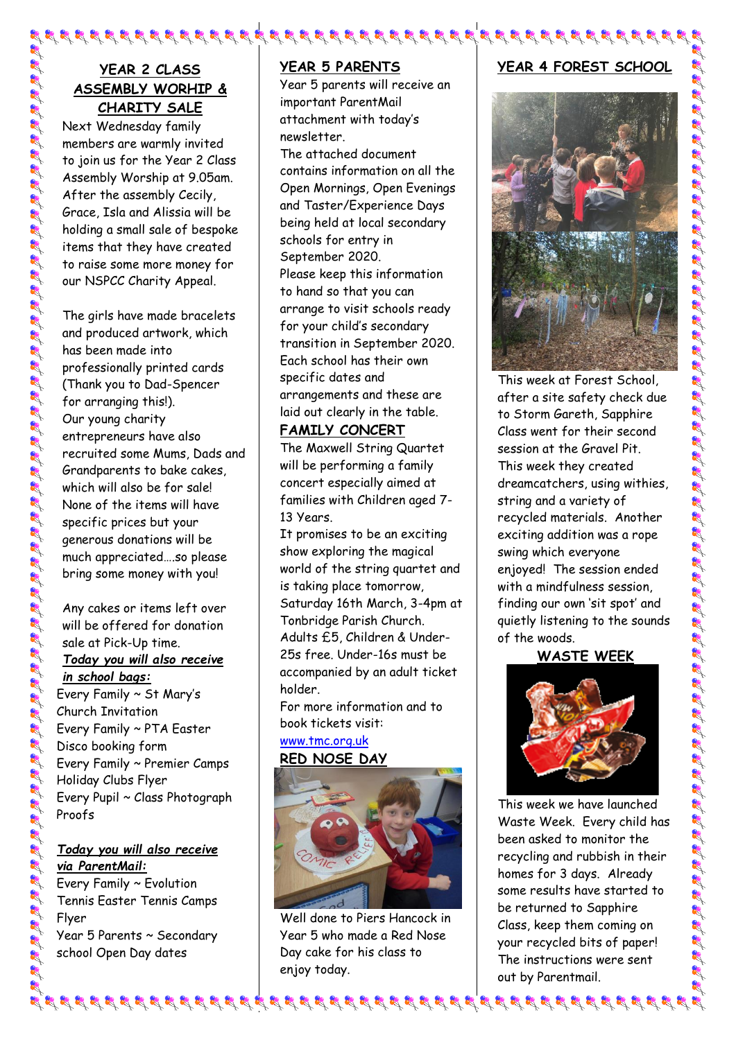## YEAR 2 CLASS ASSEMBLY WORHIP & CHARITY SALE

Next Wednesday family members are warmly invited to join us for the Year 2 Class Assembly Worship at 9.05am. After the assembly Cecily, Grace, Isla and Alissia will be holding a small sale of bespoke items that they have created to raise some more money for our NSPCC Charity Appeal.

The girls have made bracelets and produced artwork, which has been made into professionally printed cards (Thank you to Dad-Spencer for arranging this!). Our young charity entrepreneurs have also recruited some Mums, Dads and Grandparents to bake cakes, which will also be for sale! None of the items will have specific prices but your generous donations will be much appreciated….so please bring some money with you!

Any cakes or items left over will be offered for donation sale at Pick-Up time.

***Today you will also receive in school bags:***

Every Family ~ St Mary's Church Invitation
Every Family ~ PTA Easter Disco booking form
Every Family ~ Premier Camps Holiday Clubs Flyer
Every Pupil ~ Class Photograph Proofs

***Today you will also receive via ParentMail:***

Every Family ~ Evolution Tennis Easter Tennis Camps Flyer
Year 5 Parents ~ Secondary school Open Day dates

## YEAR 5 PARENTS

Year 5 parents will receive an important ParentMail attachment with today's newsletter.
The attached document contains information on all the Open Mornings, Open Evenings and Taster/Experience Days being held at local secondary schools for entry in September 2020.
Please keep this information to hand so that you can arrange to visit schools ready for your child's secondary transition in September 2020. Each school has their own specific dates and arrangements and these are laid out clearly in the table.

## FAMILY CONCERT

The Maxwell String Quartet will be performing a family concert especially aimed at families with Children aged 7-13 Years.
It promises to be an exciting show exploring the magical world of the string quartet and is taking place tomorrow, Saturday 16th March, 3-4pm at Tonbridge Parish Church.
Adults £5, Children & Under-25s free. Under-16s must be accompanied by an adult ticket holder.
For more information and to book tickets visit:
www.tmc.org.uk

## RED NOSE DAY

Well done to Piers Hancock in Year 5 who made a Red Nose Day cake for his class to enjoy today.

## YEAR 4 FOREST SCHOOL

This week at Forest School, after a site safety check due to Storm Gareth, Sapphire Class went for their second session at the Gravel Pit.
This week they created dreamcatchers, using withies, string and a variety of recycled materials. Another exciting addition was a rope swing which everyone enjoyed! The session ended with a mindfulness session, finding our own 'sit spot' and quietly listening to the sounds of the woods.

## WASTE WEEK

This week we have launched Waste Week. Every child has been asked to monitor the recycling and rubbish in their homes for 3 days. Already some results have started to be returned to Sapphire Class, keep them coming on your recycled bits of paper! The instructions were sent out by Parentmail.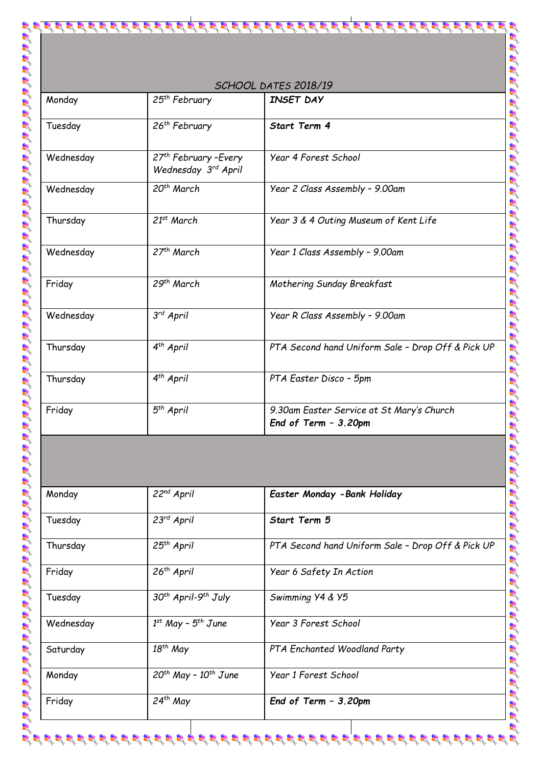*SCHOOL DATES 2018/19*

| | | |
|---|---|---|
| Monday | *25th February* | ***INSET DAY*** |
| Tuesday | *26th February* | ***Start Term 4*** |
| Wednesday | *27th February -Every Wednesday 3rd April* | *Year 4 Forest School* |
| Wednesday | *20th March* | *Year 2 Class Assembly – 9.00am* |
| Thursday | *21st March* | *Year 3 & 4 Outing Museum of Kent Life* |
| Wednesday | *27th March* | *Year 1 Class Assembly – 9.00am* |
| Friday | *29th March* | *Mothering Sunday Breakfast* |
| Wednesday | *3rd April* | *Year R Class Assembly – 9.00am* |
| Thursday | *4th April* | *PTA Second hand Uniform Sale – Drop Off & Pick UP* |
| Thursday | *4th April* | *PTA Easter Disco – 5pm* |
| Friday | *5th April* | *9.30am Easter Service at St Mary's Church* ***End of Term – 3.20pm*** |

| | | |
|---|---|---|
| Monday | *22nd April* | ***Easter Monday -Bank Holiday*** |
| Tuesday | *23rd April* | ***Start Term 5*** |
| Thursday | *25th April* | *PTA Second hand Uniform Sale – Drop Off & Pick UP* |
| Friday | *26th April* | *Year 6 Safety In Action* |
| Tuesday | *30th April-9th July* | *Swimming Y4 & Y5* |
| Wednesday | *1st May – 5th June* | *Year 3 Forest School* |
| Saturday | *18th May* | *PTA Enchanted Woodland Party* |
| Monday | *20th May – 10th June* | *Year 1 Forest School* |
| Friday | *24th May* | ***End of Term – 3.20pm*** |